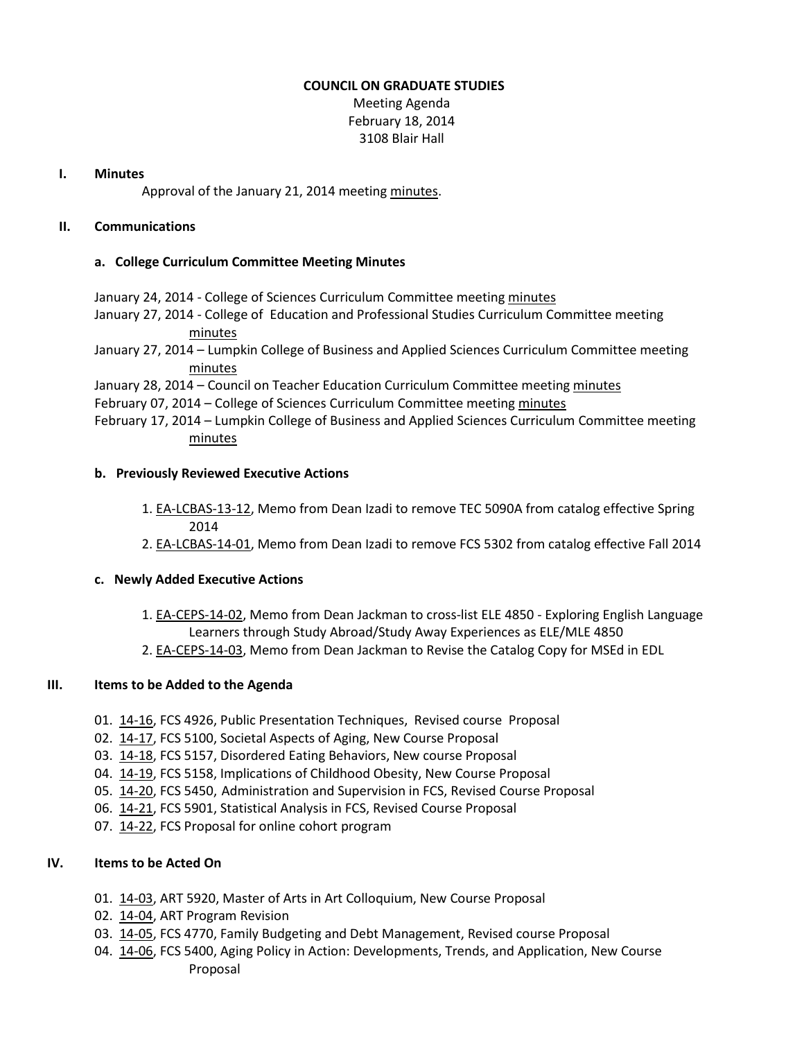# COUNCIL ON GRADUATE STUDIES

Meeting Agenda
February 18, 2014
3108 Blair Hall

## I. Minutes

Approval of the January 21, 2014 meeting minutes.

## II. Communications

### a. College Curriculum Committee Meeting Minutes

January 24, 2014 - College of Sciences Curriculum Committee meeting minutes
January 27, 2014 - College of Education and Professional Studies Curriculum Committee meeting minutes
January 27, 2014 – Lumpkin College of Business and Applied Sciences Curriculum Committee meeting minutes
January 28, 2014 – Council on Teacher Education Curriculum Committee meeting minutes
February 07, 2014 – College of Sciences Curriculum Committee meeting minutes
February 17, 2014 – Lumpkin College of Business and Applied Sciences Curriculum Committee meeting minutes

### b. Previously Reviewed Executive Actions

1. EA-LCBAS-13-12, Memo from Dean Izadi to remove TEC 5090A from catalog effective Spring 2014
2. EA-LCBAS-14-01, Memo from Dean Izadi to remove FCS 5302 from catalog effective Fall 2014

### c. Newly Added Executive Actions

1. EA-CEPS-14-02, Memo from Dean Jackman to cross-list ELE 4850 - Exploring English Language Learners through Study Abroad/Study Away Experiences as ELE/MLE 4850
2. EA-CEPS-14-03, Memo from Dean Jackman to Revise the Catalog Copy for MSEd in EDL

## III. Items to be Added to the Agenda

01. 14-16, FCS 4926, Public Presentation Techniques, Revised course Proposal
02. 14-17, FCS 5100, Societal Aspects of Aging, New Course Proposal
03. 14-18, FCS 5157, Disordered Eating Behaviors, New course Proposal
04. 14-19, FCS 5158, Implications of Childhood Obesity, New Course Proposal
05. 14-20, FCS 5450, Administration and Supervision in FCS, Revised Course Proposal
06. 14-21, FCS 5901, Statistical Analysis in FCS, Revised Course Proposal
07. 14-22, FCS Proposal for online cohort program

## IV. Items to be Acted On

01. 14-03, ART 5920, Master of Arts in Art Colloquium, New Course Proposal
02. 14-04, ART Program Revision
03. 14-05, FCS 4770, Family Budgeting and Debt Management, Revised course Proposal
04. 14-06, FCS 5400, Aging Policy in Action: Developments, Trends, and Application, New Course Proposal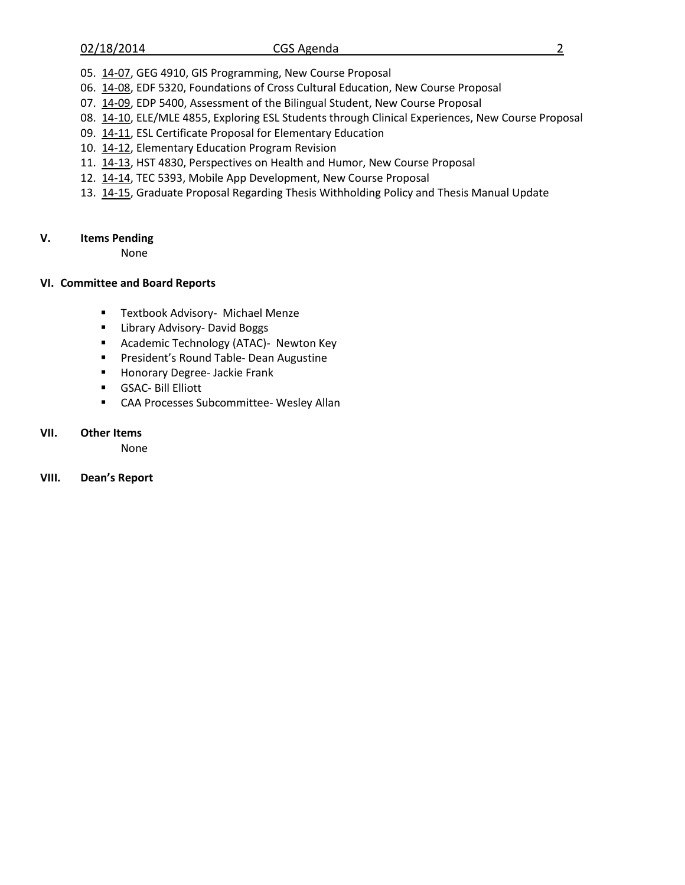05. 14-07, GEG 4910, GIS Programming, New Course Proposal
06. 14-08, EDF 5320, Foundations of Cross Cultural Education, New Course Proposal
07. 14-09, EDP 5400, Assessment of the Bilingual Student, New Course Proposal
08. 14-10, ELE/MLE 4855, Exploring ESL Students through Clinical Experiences, New Course Proposal
09. 14-11, ESL Certificate Proposal for Elementary Education
10. 14-12, Elementary Education Program Revision
11. 14-13, HST 4830, Perspectives on Health and Humor, New Course Proposal
12. 14-14, TEC 5393, Mobile App Development, New Course Proposal
13. 14-15, Graduate Proposal Regarding Thesis Withholding Policy and Thesis Manual Update

**V. Items Pending**

None

**VI. Committee and Board Reports**

- Textbook Advisory- Michael Menze
- Library Advisory- David Boggs
- Academic Technology (ATAC)- Newton Key
- President's Round Table- Dean Augustine
- Honorary Degree- Jackie Frank
- GSAC- Bill Elliott
- CAA Processes Subcommittee- Wesley Allan

**VII. Other Items**

None

**VIII. Dean's Report**